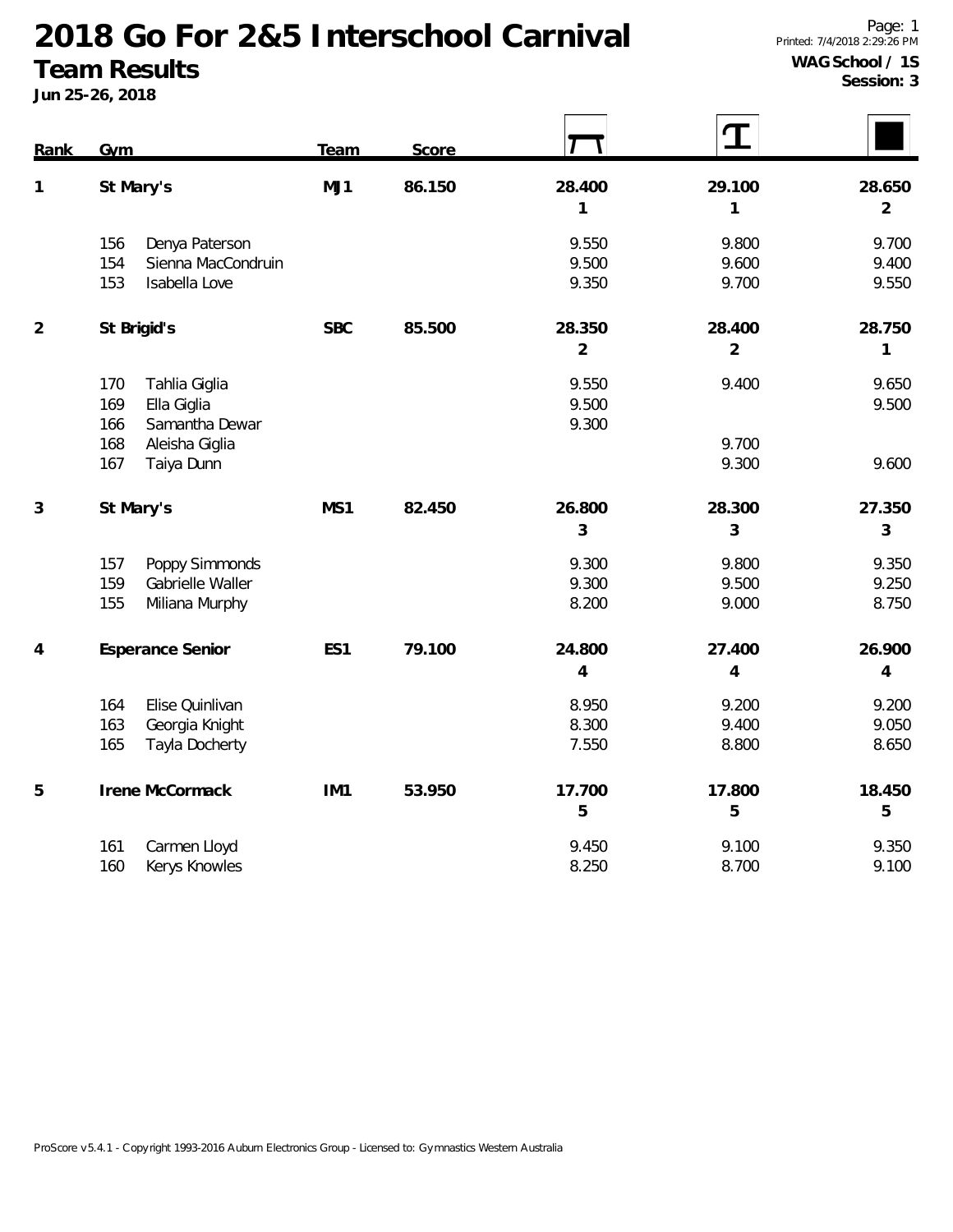# 2018 Go For 2&5 Interschool Carnival

## Team Results

**Jun 25-26, 2018**

Printed: 7/4/2018 2:29:26 PM

**WAG School / 1S**
**Session: 3**

| Rank | Gym | Team | Score | | | |
|---|---|---|---|---|---|---|
| 1 | **St Mary's** | **MJ1** | **86.150** | **28.400** | **29.100** | **28.650** |
| | | | | 1 | 1 | 2 |
| | 156 Denya Paterson | | | 9.550 | 9.800 | 9.700 |
| | 154 Sienna MacCondruin | | | 9.500 | 9.600 | 9.400 |
| | 153 Isabella Love | | | 9.350 | 9.700 | 9.550 |
| 2 | **St Brigid's** | **SBC** | **85.500** | **28.350** | **28.400** | **28.750** |
| | | | | 2 | 2 | 1 |
| | 170 Tahlia Giglia | | | 9.550 | 9.400 | 9.650 |
| | 169 Ella Giglia | | | 9.500 | | 9.500 |
| | 166 Samantha Dewar | | | 9.300 | | |
| | 168 Aleisha Giglia | | | | 9.700 | |
| | 167 Taiya Dunn | | | | 9.300 | 9.600 |
| 3 | **St Mary's** | **MS1** | **82.450** | **26.800** | **28.300** | **27.350** |
| | | | | 3 | 3 | 3 |
| | 157 Poppy Simmonds | | | 9.300 | 9.800 | 9.350 |
| | 159 Gabrielle Waller | | | 9.300 | 9.500 | 9.250 |
| | 155 Miliana Murphy | | | 8.200 | 9.000 | 8.750 |
| 4 | **Esperance Senior** | **ES1** | **79.100** | **24.800** | **27.400** | **26.900** |
| | | | | 4 | 4 | 4 |
| | 164 Elise Quinlivan | | | 8.950 | 9.200 | 9.200 |
| | 163 Georgia Knight | | | 8.300 | 9.400 | 9.050 |
| | 165 Tayla Docherty | | | 7.550 | 8.800 | 8.650 |
| 5 | **Irene McCormack** | **IM1** | **53.950** | **17.700** | **17.800** | **18.450** |
| | | | | 5 | 5 | 5 |
| | 161 Carmen Lloyd | | | 9.450 | 9.100 | 9.350 |
| | 160 Kerys Knowles | | | 8.250 | 8.700 | 9.100 |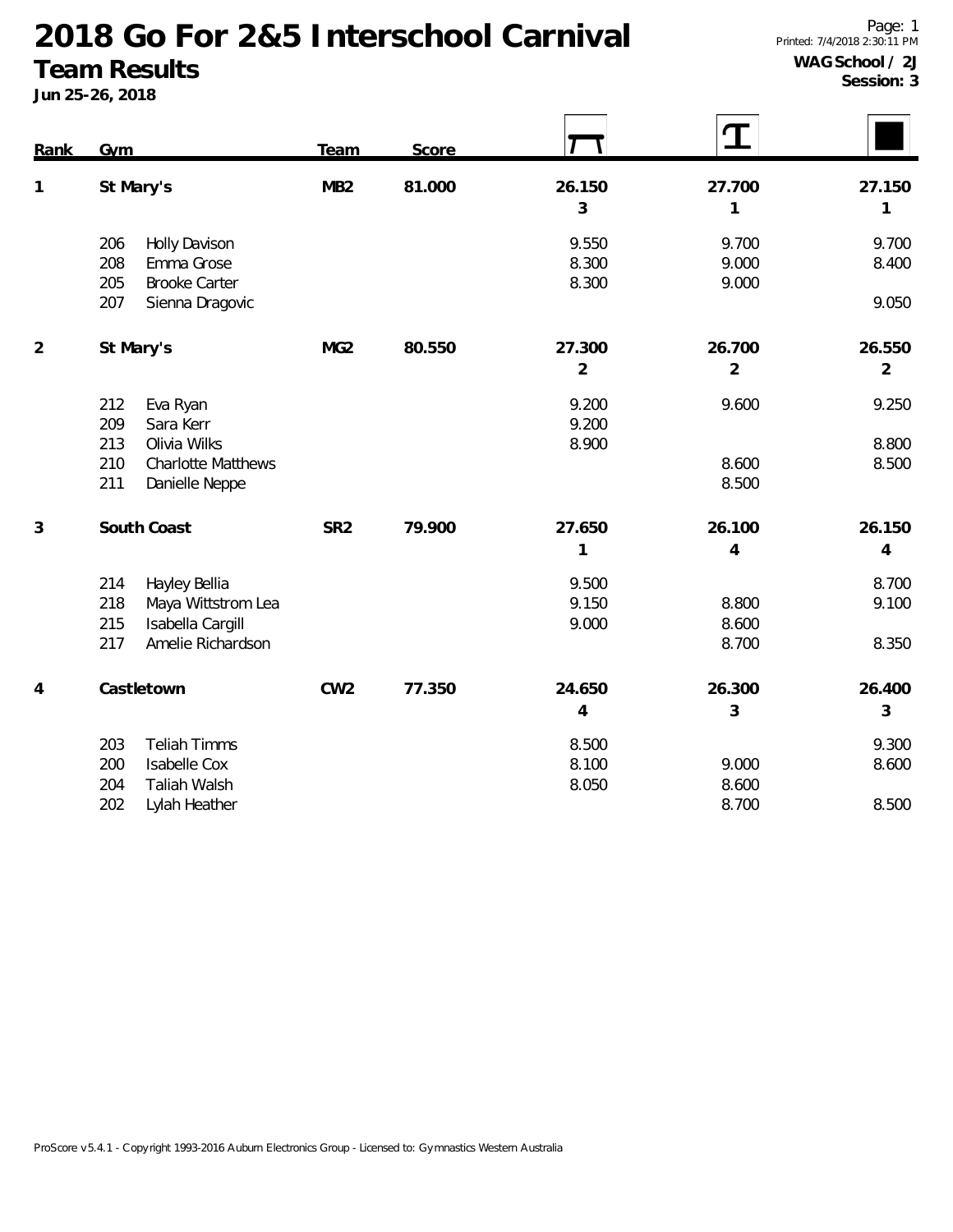# 2018 Go For 2&5 Interschool Carnival

## Team Results

**Jun 25-26, 2018**

**WAG School / 2J**
**Session: 3**

| Rank | Gym | | Team | Score | Vault | Beam | Floor |
|---|---|---|---|---|---|---|---|
| 1 | St Mary's | | MB2 | 81.000 | 26.150 | 27.700 | 27.150 |
| | | | | | 3 | 1 | 1 |
| | 206 | Holly Davison | | | 9.550 | 9.700 | 9.700 |
| | 208 | Emma Grose | | | 8.300 | 9.000 | 8.400 |
| | 205 | Brooke Carter | | | 8.300 | 9.000 | |
| | 207 | Sienna Dragovic | | | | | 9.050 |
| 2 | St Mary's | | MG2 | 80.550 | 27.300 | 26.700 | 26.550 |
| | | | | | 2 | 2 | 2 |
| | 212 | Eva Ryan | | | 9.200 | 9.600 | 9.250 |
| | 209 | Sara Kerr | | | 9.200 | | |
| | 213 | Olivia Wilks | | | 8.900 | | 8.800 |
| | 210 | Charlotte Matthews | | | | 8.600 | 8.500 |
| | 211 | Danielle Neppe | | | | 8.500 | |
| 3 | South Coast | | SR2 | 79.900 | 27.650 | 26.100 | 26.150 |
| | | | | | 1 | 4 | 4 |
| | 214 | Hayley Bellia | | | 9.500 | | 8.700 |
| | 218 | Maya Wittstrom Lea | | | 9.150 | 8.800 | 9.100 |
| | 215 | Isabella Cargill | | | 9.000 | 8.600 | |
| | 217 | Amelie Richardson | | | | 8.700 | 8.350 |
| 4 | Castletown | | CW2 | 77.350 | 24.650 | 26.300 | 26.400 |
| | | | | | 4 | 3 | 3 |
| | 203 | Teliah Timms | | | 8.500 | | 9.300 |
| | 200 | Isabelle Cox | | | 8.100 | 9.000 | 8.600 |
| | 204 | Taliah Walsh | | | 8.050 | 8.600 | |
| | 202 | Lylah Heather | | | | 8.700 | 8.500 |

ProScore v5.4.1 - Copyright 1993-2016 Auburn Electronics Group - Licensed to: Gymnastics Western Australia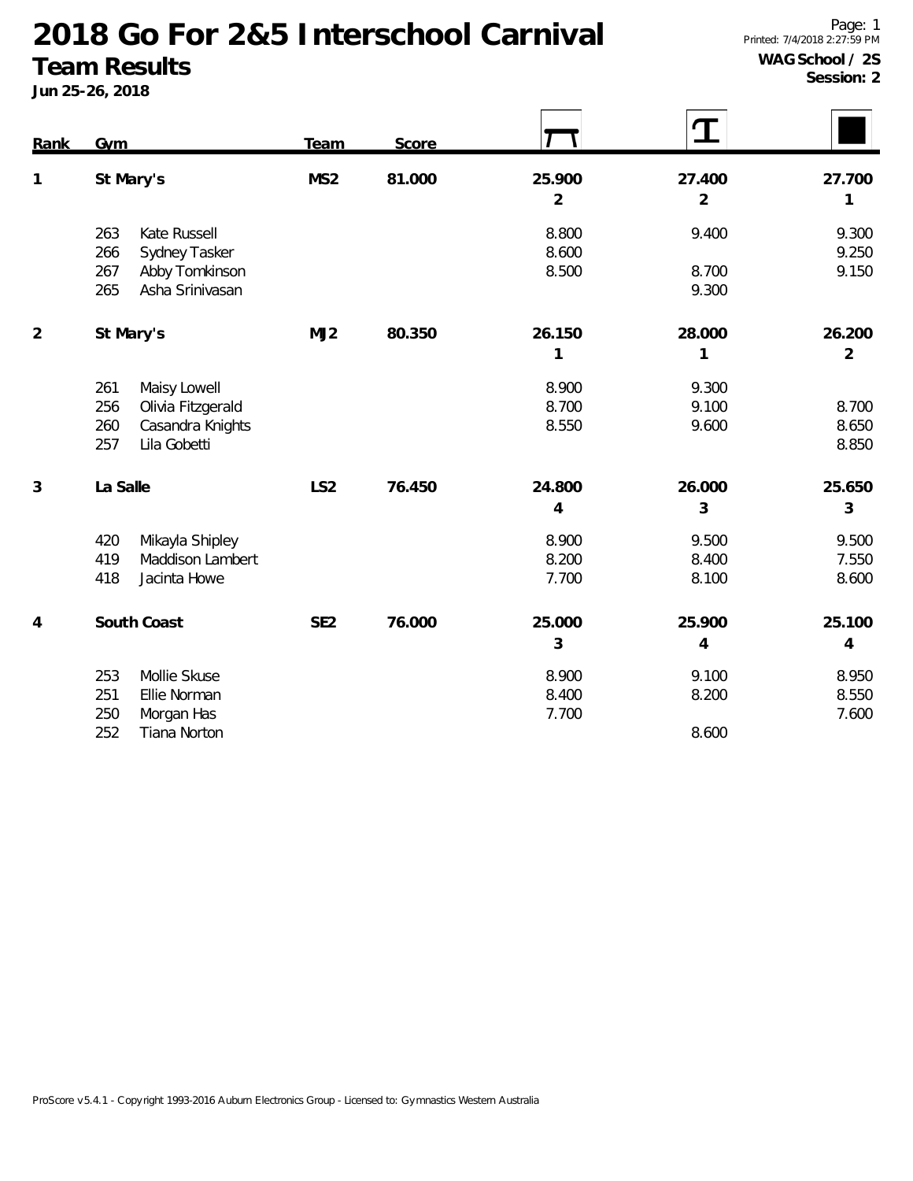# 2018 Go For 2&5 Interschool Carnival

## Team Results

**Jun 25-26, 2018**

**WAG School / 2S**
**Session: 2**

| Rank | Gym | | Team | Score | Beam | Floor | Vault |
|---|---|---|---|---|---|---|---|
| 1 | St Mary's | | MS2 | 81.000 | 25.900 | 27.400 | 27.700 |
| | | | | | 2 | 2 | 1 |
| | 263 | Kate Russell | | | 8.800 | 9.400 | 9.300 |
| | 266 | Sydney Tasker | | | 8.600 | | 9.250 |
| | 267 | Abby Tomkinson | | | 8.500 | 8.700 | 9.150 |
| | 265 | Asha Srinivasan | | | | 9.300 | |
| 2 | St Mary's | | MJ2 | 80.350 | 26.150 | 28.000 | 26.200 |
| | | | | | 1 | 1 | 2 |
| | 261 | Maisy Lowell | | | 8.900 | 9.300 | |
| | 256 | Olivia Fitzgerald | | | 8.700 | 9.100 | 8.700 |
| | 260 | Casandra Knights | | | 8.550 | 9.600 | 8.650 |
| | 257 | Lila Gobetti | | | | | 8.850 |
| 3 | La Salle | | LS2 | 76.450 | 24.800 | 26.000 | 25.650 |
| | | | | | 4 | 3 | 3 |
| | 420 | Mikayla Shipley | | | 8.900 | 9.500 | 9.500 |
| | 419 | Maddison Lambert | | | 8.200 | 8.400 | 7.550 |
| | 418 | Jacinta Howe | | | 7.700 | 8.100 | 8.600 |
| 4 | South Coast | | SE2 | 76.000 | 25.000 | 25.900 | 25.100 |
| | | | | | 3 | 4 | 4 |
| | 253 | Mollie Skuse | | | 8.900 | 9.100 | 8.950 |
| | 251 | Ellie Norman | | | 8.400 | 8.200 | 8.550 |
| | 250 | Morgan Has | | | 7.700 | | 7.600 |
| | 252 | Tiana Norton | | | | 8.600 | |

ProScore v5.4.1 - Copyright 1993-2016 Auburn Electronics Group - Licensed to: Gymnastics Western Australia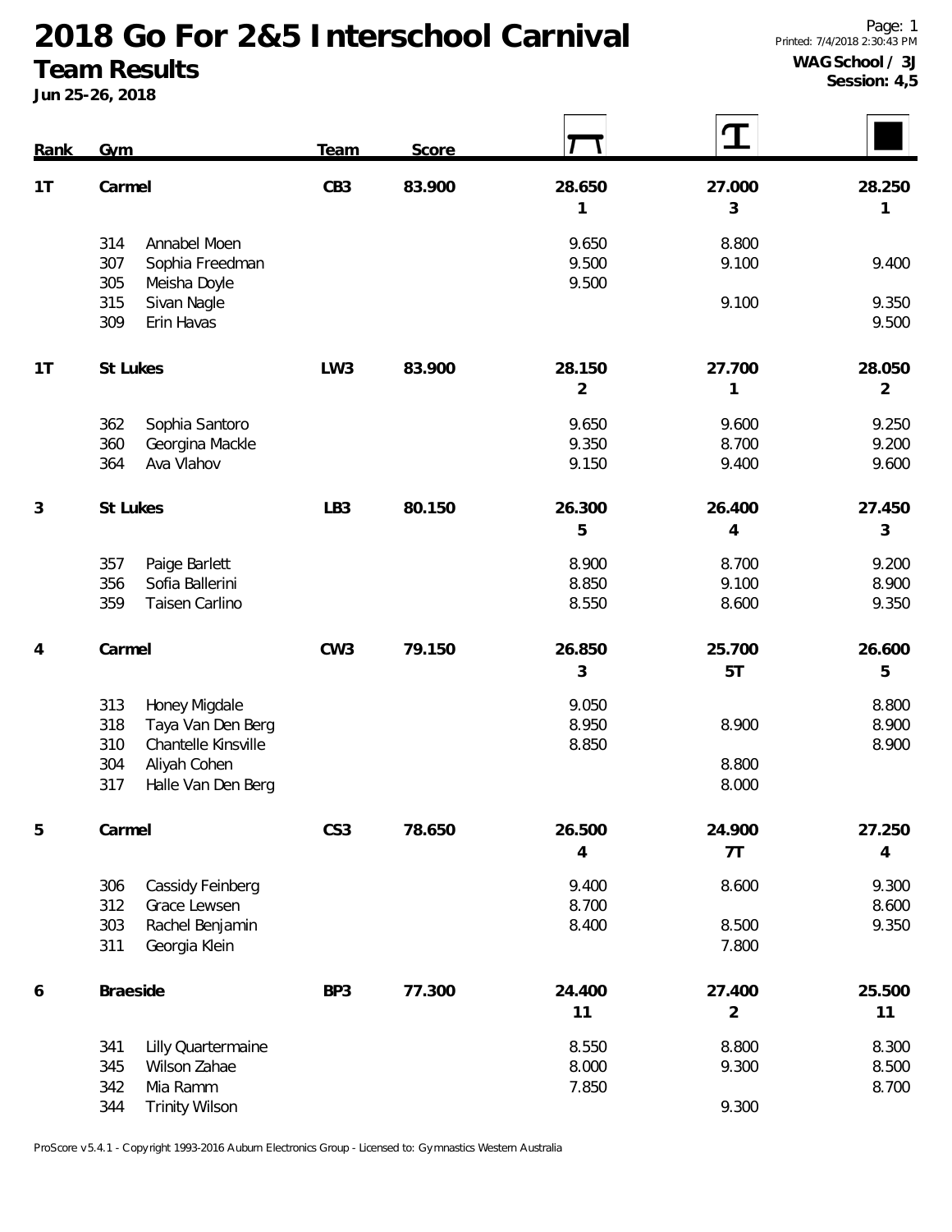# 2018 Go For 2&5 Interschool Carnival

## Team Results

**Jun 25-26, 2018**

**WAG School / 3J**
**Session: 4,5**

| Rank | Gym | | Team | Score | Vault | Beam | Floor |
|---|---|---|---|---|---|---|---|
| 1T | Carmel | | CB3 | 83.900 | 28.650 | 27.000 | 28.250 |
| | | | | | 1 | 3 | 1 |
| | 314 | Annabel Moen | | | 9.650 | 8.800 | |
| | 307 | Sophia Freedman | | | 9.500 | 9.100 | 9.400 |
| | 305 | Meisha Doyle | | | 9.500 | | |
| | 315 | Sivan Nagle | | | | 9.100 | 9.350 |
| | 309 | Erin Havas | | | | | 9.500 |
| 1T | St Lukes | | LW3 | 83.900 | 28.150 | 27.700 | 28.050 |
| | | | | | 2 | 1 | 2 |
| | 362 | Sophia Santoro | | | 9.650 | 9.600 | 9.250 |
| | 360 | Georgina Mackle | | | 9.350 | 8.700 | 9.200 |
| | 364 | Ava Vlahov | | | 9.150 | 9.400 | 9.600 |
| 3 | St Lukes | | LB3 | 80.150 | 26.300 | 26.400 | 27.450 |
| | | | | | 5 | 4 | 3 |
| | 357 | Paige Barlett | | | 8.900 | 8.700 | 9.200 |
| | 356 | Sofia Ballerini | | | 8.850 | 9.100 | 8.900 |
| | 359 | Taisen Carlino | | | 8.550 | 8.600 | 9.350 |
| 4 | Carmel | | CW3 | 79.150 | 26.850 | 25.700 | 26.600 |
| | | | | | 3 | 5T | 5 |
| | 313 | Honey Migdale | | | 9.050 | | 8.800 |
| | 318 | Taya Van Den Berg | | | 8.950 | 8.900 | 8.900 |
| | 310 | Chantelle Kinsville | | | 8.850 | | 8.900 |
| | 304 | Aliyah Cohen | | | | 8.800 | |
| | 317 | Halle Van Den Berg | | | | 8.000 | |
| 5 | Carmel | | CS3 | 78.650 | 26.500 | 24.900 | 27.250 |
| | | | | | 4 | 7T | 4 |
| | 306 | Cassidy Feinberg | | | 9.400 | 8.600 | 9.300 |
| | 312 | Grace Lewsen | | | 8.700 | | 8.600 |
| | 303 | Rachel Benjamin | | | 8.400 | 8.500 | 9.350 |
| | 311 | Georgia Klein | | | | 7.800 | |
| 6 | Braeside | | BP3 | 77.300 | 24.400 | 27.400 | 25.500 |
| | | | | | 11 | 2 | 11 |
| | 341 | Lilly Quartermaine | | | 8.550 | 8.800 | 8.300 |
| | 345 | Wilson Zahae | | | 8.000 | 9.300 | 8.500 |
| | 342 | Mia Ramm | | | 7.850 | | 8.700 |
| | 344 | Trinity Wilson | | | | 9.300 | |

ProScore v5.4.1 - Copyright 1993-2016 Auburn Electronics Group - Licensed to: Gymnastics Western Australia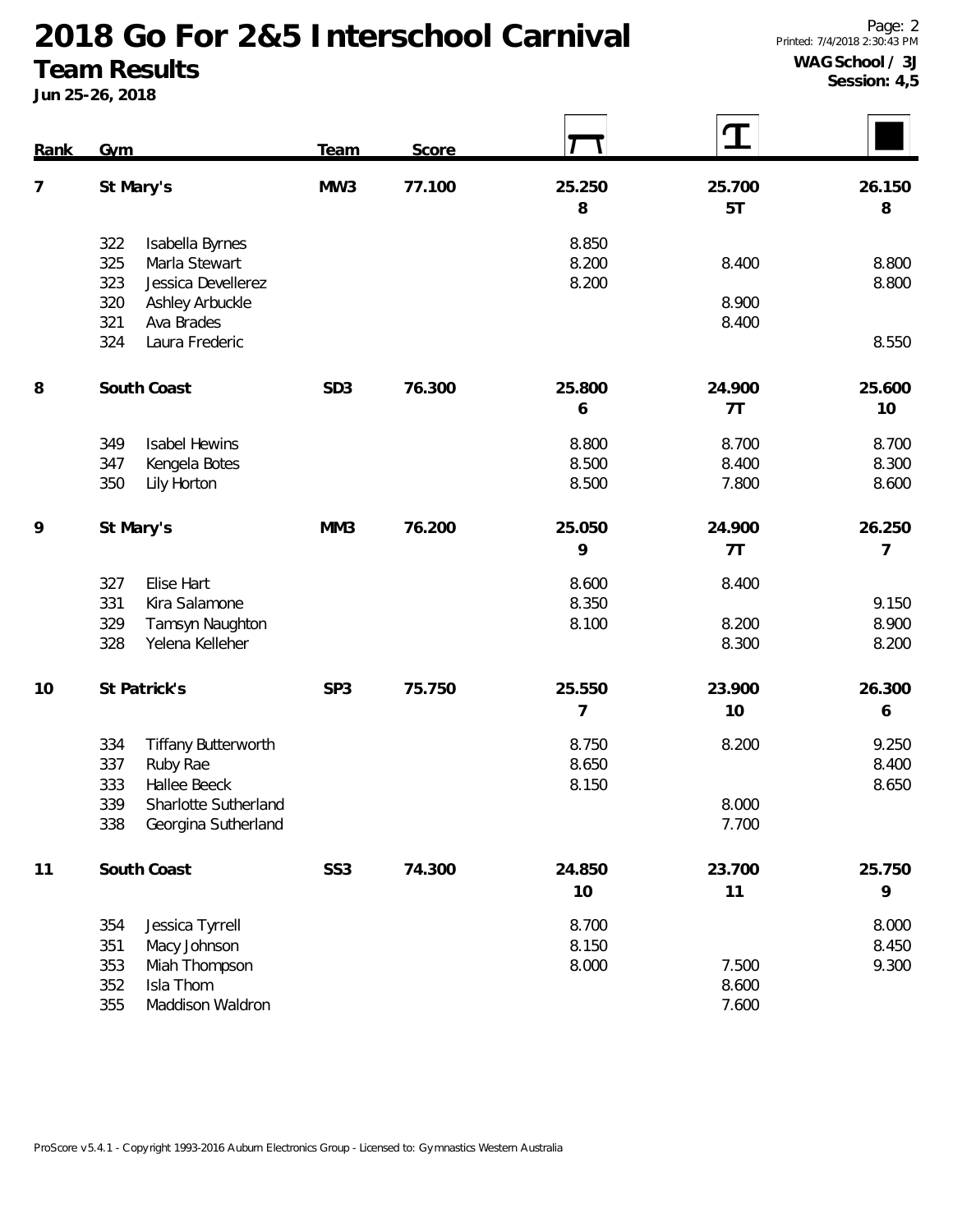# 2018 Go For 2&5 Interschool Carnival

## Team Results

**Jun 25-26, 2018**

**WAG School / 3J**
**Session: 4,5**

| Rank | Gym | | Team | Score | Vault | Beam | Floor |
|---|---|---|---|---|---|---|---|
| 7 | St Mary's | | MW3 | 77.100 | 25.250<br>8 | 25.700<br>5T | 26.150<br>8 |
| | 322 | Isabella Byrnes | | | 8.850 | | |
| | 325 | Marla Stewart | | | 8.200 | 8.400 | 8.800 |
| | 323 | Jessica Devellerez | | | 8.200 | | 8.800 |
| | 320 | Ashley Arbuckle | | | | 8.900 | |
| | 321 | Ava Brades | | | | 8.400 | |
| | 324 | Laura Frederic | | | | | 8.550 |
| 8 | South Coast | | SD3 | 76.300 | 25.800<br>6 | 24.900<br>7T | 25.600<br>10 |
| | 349 | Isabel Hewins | | | 8.800 | 8.700 | 8.700 |
| | 347 | Kengela Botes | | | 8.500 | 8.400 | 8.300 |
| | 350 | Lily Horton | | | 8.500 | 7.800 | 8.600 |
| 9 | St Mary's | | MM3 | 76.200 | 25.050<br>9 | 24.900<br>7T | 26.250<br>7 |
| | 327 | Elise Hart | | | 8.600 | 8.400 | |
| | 331 | Kira Salamone | | | 8.350 | | 9.150 |
| | 329 | Tamsyn Naughton | | | 8.100 | 8.200 | 8.900 |
| | 328 | Yelena Kelleher | | | | 8.300 | 8.200 |
| 10 | St Patrick's | | SP3 | 75.750 | 25.550<br>7 | 23.900<br>10 | 26.300<br>6 |
| | 334 | Tiffany Butterworth | | | 8.750 | 8.200 | 9.250 |
| | 337 | Ruby Rae | | | 8.650 | | 8.400 |
| | 333 | Hallee Beeck | | | 8.150 | | 8.650 |
| | 339 | Sharlotte Sutherland | | | | 8.000 | |
| | 338 | Georgina Sutherland | | | | 7.700 | |
| 11 | South Coast | | SS3 | 74.300 | 24.850<br>10 | 23.700<br>11 | 25.750<br>9 |
| | 354 | Jessica Tyrrell | | | 8.700 | | 8.000 |
| | 351 | Macy Johnson | | | 8.150 | | 8.450 |
| | 353 | Miah Thompson | | | 8.000 | 7.500 | 9.300 |
| | 352 | Isla Thom | | | | 8.600 | |
| | 355 | Maddison Waldron | | | | 7.600 | |

ProScore v5.4.1 - Copyright 1993-2016 Auburn Electronics Group - Licensed to: Gymnastics Western Australia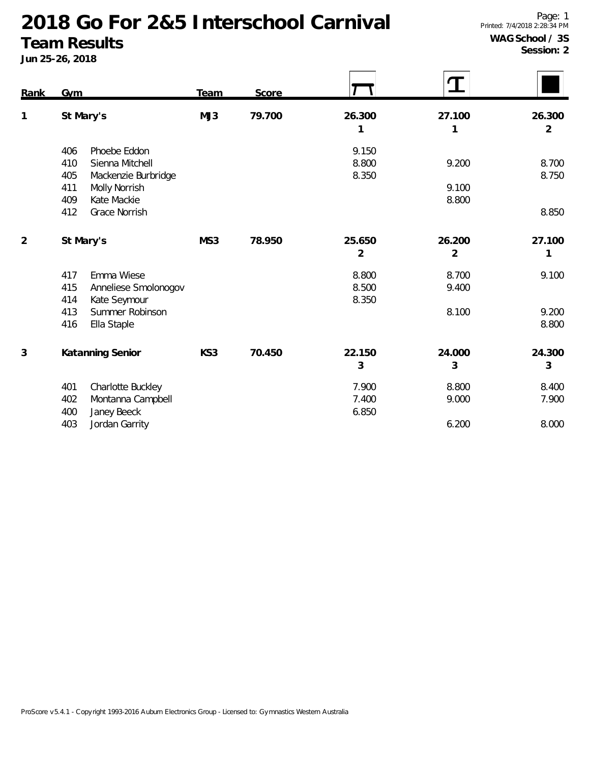# 2018 Go For 2&5 Interschool Carnival

## Team Results

**Jun 25-26, 2018**

**WAG School / 3S**
**Session: 2**

| Rank | Gym | | Team | Score | Beam | Floor | Vault |
|---|---|---|---|---|---|---|---|
| 1 | St Mary's | | MJ3 | 79.700 | 26.300 | 27.100 | 26.300 |
| | | | | | 1 | 1 | 2 |
| | 406 | Phoebe Eddon | | | 9.150 | | |
| | 410 | Sienna Mitchell | | | 8.800 | 9.200 | 8.700 |
| | 405 | Mackenzie Burbridge | | | 8.350 | | 8.750 |
| | 411 | Molly Norrish | | | | 9.100 | |
| | 409 | Kate Mackie | | | | 8.800 | |
| | 412 | Grace Norrish | | | | | 8.850 |
| 2 | St Mary's | | MS3 | 78.950 | 25.650 | 26.200 | 27.100 |
| | | | | | 2 | 2 | 1 |
| | 417 | Emma Wiese | | | 8.800 | 8.700 | 9.100 |
| | 415 | Anneliese Smolonogov | | | 8.500 | 9.400 | |
| | 414 | Kate Seymour | | | 8.350 | | |
| | 413 | Summer Robinson | | | | 8.100 | 9.200 |
| | 416 | Ella Staple | | | | | 8.800 |
| 3 | Katanning Senior | | KS3 | 70.450 | 22.150 | 24.000 | 24.300 |
| | | | | | 3 | 3 | 3 |
| | 401 | Charlotte Buckley | | | 7.900 | 8.800 | 8.400 |
| | 402 | Montanna Campbell | | | 7.400 | 9.000 | 7.900 |
| | 400 | Janey Beeck | | | 6.850 | | |
| | 403 | Jordan Garrity | | | | 6.200 | 8.000 |

ProScore v5.4.1 - Copyright 1993-2016 Auburn Electronics Group - Licensed to: Gymnastics Western Australia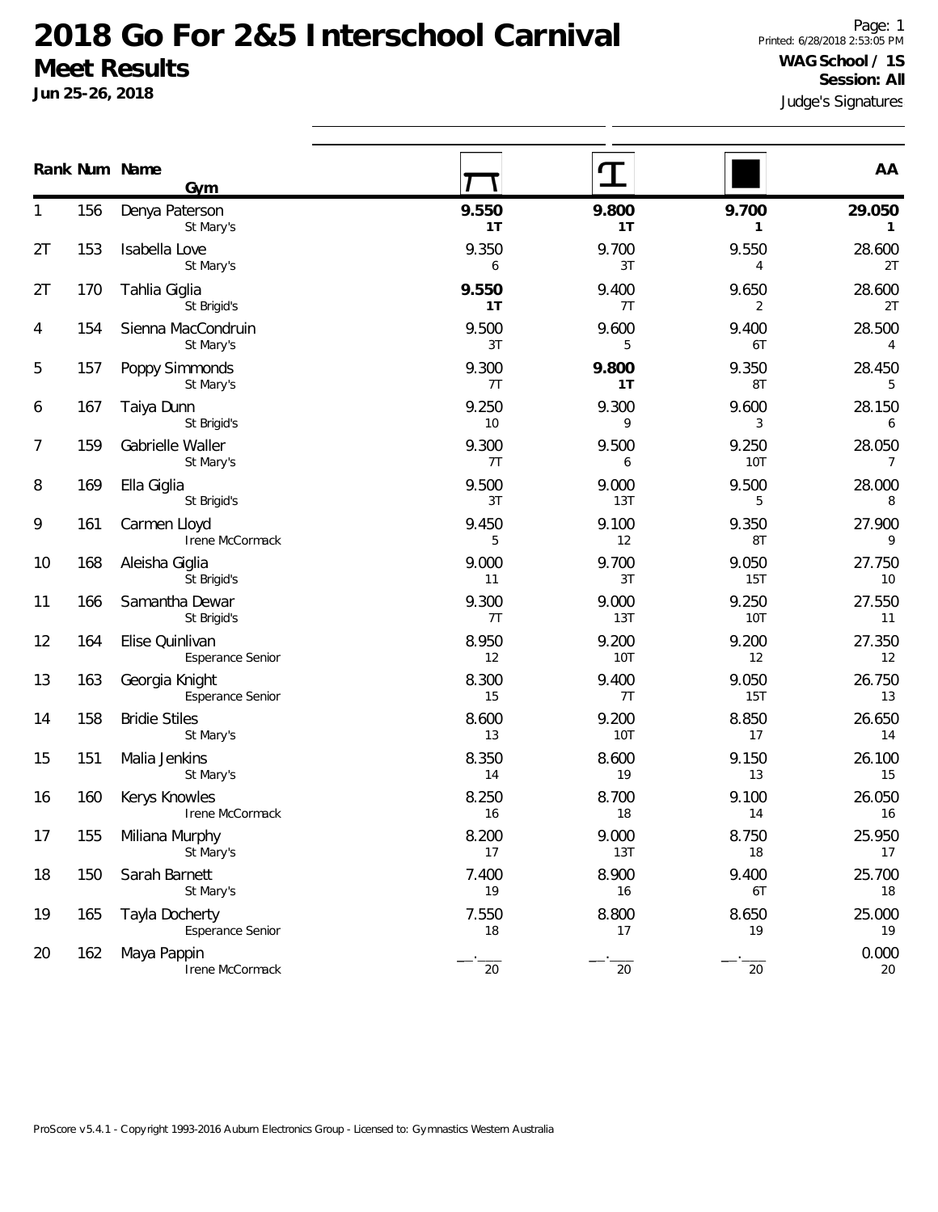# 2018 Go For 2&5 Interschool Carnival

## Meet Results

**Jun 25-26, 2018**

Page: 1
Printed: 6/28/2018 2:53:05 PM

**WAG School / 1S**
**Session: All**

Judge's Signatures

| Rank | Num | Name / Gym | Vault | Beam | Floor | AA |
|---|---|---|---|---|---|---|
| 1 | 156 | Denya Paterson<br>St Mary's | **9.550**<br>**1T** | **9.800**<br>**1T** | **9.700**<br>**1** | **29.050**<br>**1** |
| 2T | 153 | Isabella Love<br>St Mary's | 9.350<br>6 | 9.700<br>3T | 9.550<br>4 | 28.600<br>2T |
| 2T | 170 | Tahlia Giglia<br>St Brigid's | **9.550**<br>**1T** | 9.400<br>7T | 9.650<br>2 | 28.600<br>2T |
| 4 | 154 | Sienna MacCondruin<br>St Mary's | 9.500<br>3T | 9.600<br>5 | 9.400<br>6T | 28.500<br>4 |
| 5 | 157 | Poppy Simmonds<br>St Mary's | 9.300<br>7T | **9.800**<br>**1T** | 9.350<br>8T | 28.450<br>5 |
| 6 | 167 | Taiya Dunn<br>St Brigid's | 9.250<br>10 | 9.300<br>9 | 9.600<br>3 | 28.150<br>6 |
| 7 | 159 | Gabrielle Waller<br>St Mary's | 9.300<br>7T | 9.500<br>6 | 9.250<br>10T | 28.050<br>7 |
| 8 | 169 | Ella Giglia<br>St Brigid's | 9.500<br>3T | 9.000<br>13T | 9.500<br>5 | 28.000<br>8 |
| 9 | 161 | Carmen Lloyd<br>Irene McCormack | 9.450<br>5 | 9.100<br>12 | 9.350<br>8T | 27.900<br>9 |
| 10 | 168 | Aleisha Giglia<br>St Brigid's | 9.000<br>11 | 9.700<br>3T | 9.050<br>15T | 27.750<br>10 |
| 11 | 166 | Samantha Dewar<br>St Brigid's | 9.300<br>7T | 9.000<br>13T | 9.250<br>10T | 27.550<br>11 |
| 12 | 164 | Elise Quinlivan<br>Esperance Senior | 8.950<br>12 | 9.200<br>10T | 9.200<br>12 | 27.350<br>12 |
| 13 | 163 | Georgia Knight<br>Esperance Senior | 8.300<br>15 | 9.400<br>7T | 9.050<br>15T | 26.750<br>13 |
| 14 | 158 | Bridie Stiles<br>St Mary's | 8.600<br>13 | 9.200<br>10T | 8.850<br>17 | 26.650<br>14 |
| 15 | 151 | Malia Jenkins<br>St Mary's | 8.350<br>14 | 8.600<br>19 | 9.150<br>13 | 26.100<br>15 |
| 16 | 160 | Kerys Knowles<br>Irene McCormack | 8.250<br>16 | 8.700<br>18 | 9.100<br>14 | 26.050<br>16 |
| 17 | 155 | Miliana Murphy<br>St Mary's | 8.200<br>17 | 9.000<br>13T | 8.750<br>18 | 25.950<br>17 |
| 18 | 150 | Sarah Barnett<br>St Mary's | 7.400<br>19 | 8.900<br>16 | 9.400<br>6T | 25.700<br>18 |
| 19 | 165 | Tayla Docherty<br>Esperance Senior | 7.550<br>18 | 8.800<br>17 | 8.650<br>19 | 25.000<br>19 |
| 20 | 162 | Maya Pappin<br>Irene McCormack | \_\_.\_\_\_<br>20 | \_\_.\_\_\_<br>20 | \_\_.\_\_\_<br>20 | 0.000<br>20 |

ProScore v5.4.1 - Copyright 1993-2016 Auburn Electronics Group - Licensed to: Gymnastics Western Australia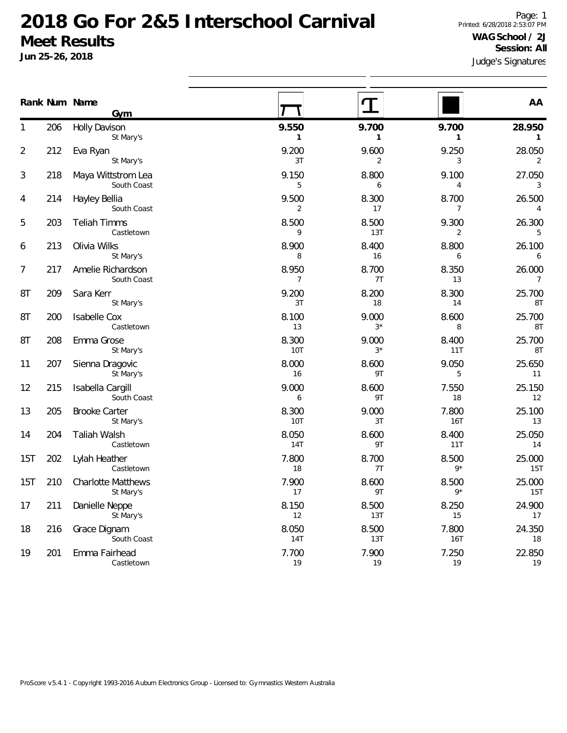# 2018 Go For 2&5 Interschool Carnival

## Meet Results

**Jun 25-26, 2018**

Printed: 6/28/2018 2:53:07 PM

**WAG School / 2J**
**Session: All**

Judge's Signatures

| Rank | Num | Name / Gym | Vault | Beam | Floor | AA |
|---|---|---|---|---|---|---|
| 1 | 206 | Holly Davison<br>St Mary's | **9.550**<br>**1** | **9.700**<br>**1** | **9.700**<br>**1** | **28.950**<br>**1** |
| 2 | 212 | Eva Ryan<br>St Mary's | 9.200<br>3T | 9.600<br>2 | 9.250<br>3 | 28.050<br>2 |
| 3 | 218 | Maya Wittstrom Lea<br>South Coast | 9.150<br>5 | 8.800<br>6 | 9.100<br>4 | 27.050<br>3 |
| 4 | 214 | Hayley Bellia<br>South Coast | 9.500<br>2 | 8.300<br>17 | 8.700<br>7 | 26.500<br>4 |
| 5 | 203 | Teliah Timms<br>Castletown | 8.500<br>9 | 8.500<br>13T | 9.300<br>2 | 26.300<br>5 |
| 6 | 213 | Olivia Wilks<br>St Mary's | 8.900<br>8 | 8.400<br>16 | 8.800<br>6 | 26.100<br>6 |
| 7 | 217 | Amelie Richardson<br>South Coast | 8.950<br>7 | 8.700<br>7T | 8.350<br>13 | 26.000<br>7 |
| 8T | 209 | Sara Kerr<br>St Mary's | 9.200<br>3T | 8.200<br>18 | 8.300<br>14 | 25.700<br>8T |
| 8T | 200 | Isabelle Cox<br>Castletown | 8.100<br>13 | 9.000<br>3* | 8.600<br>8 | 25.700<br>8T |
| 8T | 208 | Emma Grose<br>St Mary's | 8.300<br>10T | 9.000<br>3* | 8.400<br>11T | 25.700<br>8T |
| 11 | 207 | Sienna Dragovic<br>St Mary's | 8.000<br>16 | 8.600<br>9T | 9.050<br>5 | 25.650<br>11 |
| 12 | 215 | Isabella Cargill<br>South Coast | 9.000<br>6 | 8.600<br>9T | 7.550<br>18 | 25.150<br>12 |
| 13 | 205 | Brooke Carter<br>St Mary's | 8.300<br>10T | 9.000<br>3T | 7.800<br>16T | 25.100<br>13 |
| 14 | 204 | Taliah Walsh<br>Castletown | 8.050<br>14T | 8.600<br>9T | 8.400<br>11T | 25.050<br>14 |
| 15T | 202 | Lylah Heather<br>Castletown | 7.800<br>18 | 8.700<br>7T | 8.500<br>9* | 25.000<br>15T |
| 15T | 210 | Charlotte Matthews<br>St Mary's | 7.900<br>17 | 8.600<br>9T | 8.500<br>9* | 25.000<br>15T |
| 17 | 211 | Danielle Neppe<br>St Mary's | 8.150<br>12 | 8.500<br>13T | 8.250<br>15 | 24.900<br>17 |
| 18 | 216 | Grace Dignam<br>South Coast | 8.050<br>14T | 8.500<br>13T | 7.800<br>16T | 24.350<br>18 |
| 19 | 201 | Emma Fairhead<br>Castletown | 7.700<br>19 | 7.900<br>19 | 7.250<br>19 | 22.850<br>19 |

ProScore v5.4.1 - Copyright 1993-2016 Auburn Electronics Group - Licensed to: Gymnastics Western Australia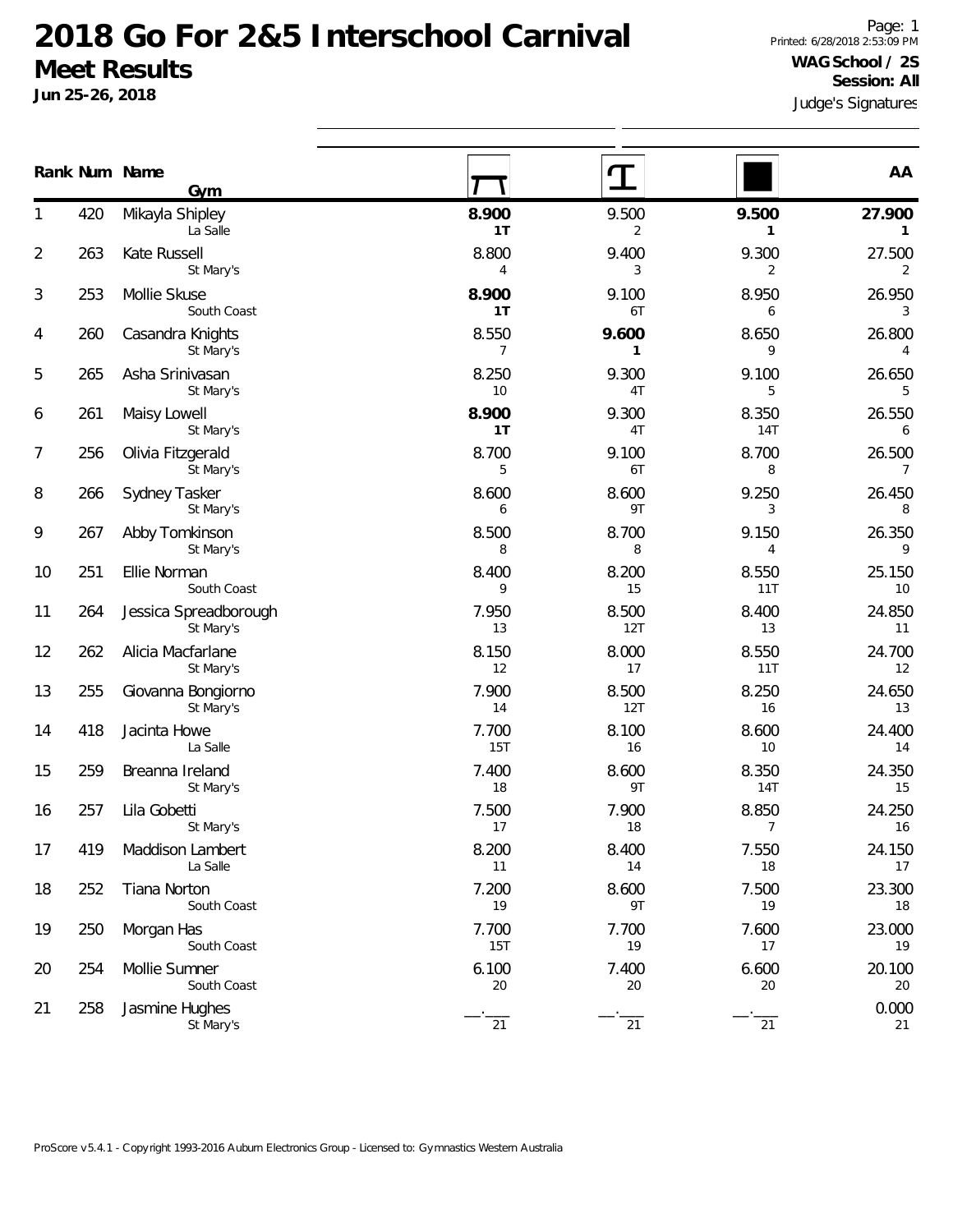# 2018 Go For 2&5 Interschool Carnival

## Meet Results

**Jun 25-26, 2018**

**WAG School / 2S**
**Session: All**
Judge's Signatures

| Rank | Num | Name / Gym | Vault | Beam | Floor | AA |
|---|---|---|---|---|---|---|
| 1 | 420 | Mikayla Shipley<br>La Salle | **8.900**<br>**1T** | 9.500<br>2 | **9.500**<br>**1** | **27.900**<br>**1** |
| 2 | 263 | Kate Russell<br>St Mary's | 8.800<br>4 | 9.400<br>3 | 9.300<br>2 | 27.500<br>2 |
| 3 | 253 | Mollie Skuse<br>South Coast | **8.900**<br>**1T** | 9.100<br>6T | 8.950<br>6 | 26.950<br>3 |
| 4 | 260 | Casandra Knights<br>St Mary's | 8.550<br>7 | **9.600**<br>**1** | 8.650<br>9 | 26.800<br>4 |
| 5 | 265 | Asha Srinivasan<br>St Mary's | 8.250<br>10 | 9.300<br>4T | 9.100<br>5 | 26.650<br>5 |
| 6 | 261 | Maisy Lowell<br>St Mary's | **8.900**<br>**1T** | 9.300<br>4T | 8.350<br>14T | 26.550<br>6 |
| 7 | 256 | Olivia Fitzgerald<br>St Mary's | 8.700<br>5 | 9.100<br>6T | 8.700<br>8 | 26.500<br>7 |
| 8 | 266 | Sydney Tasker<br>St Mary's | 8.600<br>6 | 8.600<br>9T | 9.250<br>3 | 26.450<br>8 |
| 9 | 267 | Abby Tomkinson<br>St Mary's | 8.500<br>8 | 8.700<br>8 | 9.150<br>4 | 26.350<br>9 |
| 10 | 251 | Ellie Norman<br>South Coast | 8.400<br>9 | 8.200<br>15 | 8.550<br>11T | 25.150<br>10 |
| 11 | 264 | Jessica Spreadborough<br>St Mary's | 7.950<br>13 | 8.500<br>12T | 8.400<br>13 | 24.850<br>11 |
| 12 | 262 | Alicia Macfarlane<br>St Mary's | 8.150<br>12 | 8.000<br>17 | 8.550<br>11T | 24.700<br>12 |
| 13 | 255 | Giovanna Bongiorno<br>St Mary's | 7.900<br>14 | 8.500<br>12T | 8.250<br>16 | 24.650<br>13 |
| 14 | 418 | Jacinta Howe<br>La Salle | 7.700<br>15T | 8.100<br>16 | 8.600<br>10 | 24.400<br>14 |
| 15 | 259 | Breanna Ireland<br>St Mary's | 7.400<br>18 | 8.600<br>9T | 8.350<br>14T | 24.350<br>15 |
| 16 | 257 | Lila Gobetti<br>St Mary's | 7.500<br>17 | 7.900<br>18 | 8.850<br>7 | 24.250<br>16 |
| 17 | 419 | Maddison Lambert<br>La Salle | 8.200<br>11 | 8.400<br>14 | 7.550<br>18 | 24.150<br>17 |
| 18 | 252 | Tiana Norton<br>South Coast | 7.200<br>19 | 8.600<br>9T | 7.500<br>19 | 23.300<br>18 |
| 19 | 250 | Morgan Has<br>South Coast | 7.700<br>15T | 7.700<br>19 | 7.600<br>17 | 23.000<br>19 |
| 20 | 254 | Mollie Sumner<br>South Coast | 6.100<br>20 | 7.400<br>20 | 6.600<br>20 | 20.100<br>20 |
| 21 | 258 | Jasmine Hughes<br>St Mary's | \_\_.\_\_\_<br>21 | \_\_.\_\_\_<br>21 | \_\_.\_\_\_<br>21 | 0.000<br>21 |

ProScore v5.4.1 - Copyright 1993-2016 Auburn Electronics Group - Licensed to: Gymnastics Western Australia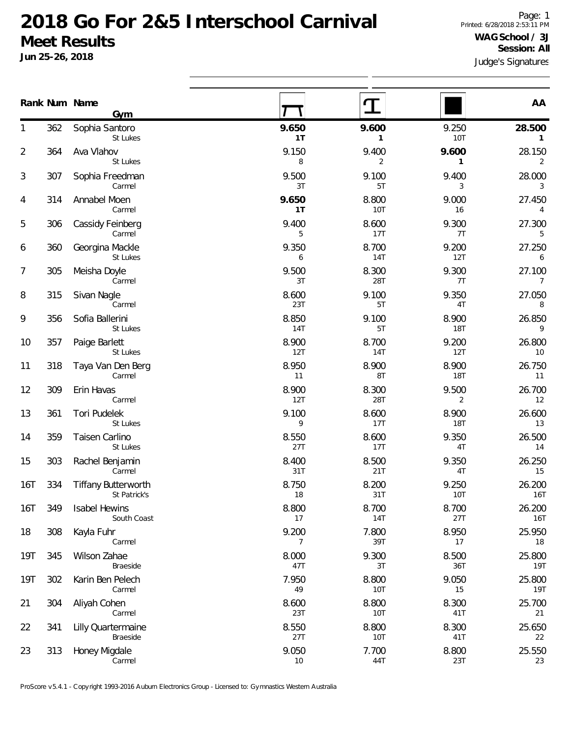# 2018 Go For 2&5 Interschool Carnival

## Meet Results

**Jun 25-26, 2018**

**WAG School / 3J**
**Session: All**

Judge's Signatures

| Rank | Num | Name / Gym | Vault | Beam | Floor | AA |
|---|---|---|---|---|---|---|
| 1 | 362 | Sophia Santoro<br>St Lukes | **9.650**<br>**1T** | **9.600**<br>**1** | 9.250<br>10T | **28.500**<br>**1** |
| 2 | 364 | Ava Vlahov<br>St Lukes | 9.150<br>8 | 9.400<br>2 | **9.600**<br>**1** | 28.150<br>2 |
| 3 | 307 | Sophia Freedman<br>Carmel | 9.500<br>3T | 9.100<br>5T | 9.400<br>3 | 28.000<br>3 |
| 4 | 314 | Annabel Moen<br>Carmel | **9.650**<br>**1T** | 8.800<br>10T | 9.000<br>16 | 27.450<br>4 |
| 5 | 306 | Cassidy Feinberg<br>Carmel | 9.400<br>5 | 8.600<br>17T | 9.300<br>7T | 27.300<br>5 |
| 6 | 360 | Georgina Mackle<br>St Lukes | 9.350<br>6 | 8.700<br>14T | 9.200<br>12T | 27.250<br>6 |
| 7 | 305 | Meisha Doyle<br>Carmel | 9.500<br>3T | 8.300<br>28T | 9.300<br>7T | 27.100<br>7 |
| 8 | 315 | Sivan Nagle<br>Carmel | 8.600<br>23T | 9.100<br>5T | 9.350<br>4T | 27.050<br>8 |
| 9 | 356 | Sofia Ballerini<br>St Lukes | 8.850<br>14T | 9.100<br>5T | 8.900<br>18T | 26.850<br>9 |
| 10 | 357 | Paige Barlett<br>St Lukes | 8.900<br>12T | 8.700<br>14T | 9.200<br>12T | 26.800<br>10 |
| 11 | 318 | Taya Van Den Berg<br>Carmel | 8.950<br>11 | 8.900<br>8T | 8.900<br>18T | 26.750<br>11 |
| 12 | 309 | Erin Havas<br>Carmel | 8.900<br>12T | 8.300<br>28T | 9.500<br>2 | 26.700<br>12 |
| 13 | 361 | Tori Pudelek<br>St Lukes | 9.100<br>9 | 8.600<br>17T | 8.900<br>18T | 26.600<br>13 |
| 14 | 359 | Taisen Carlino<br>St Lukes | 8.550<br>27T | 8.600<br>17T | 9.350<br>4T | 26.500<br>14 |
| 15 | 303 | Rachel Benjamin<br>Carmel | 8.400<br>31T | 8.500<br>21T | 9.350<br>4T | 26.250<br>15 |
| 16T | 334 | Tiffany Butterworth<br>St Patrick's | 8.750<br>18 | 8.200<br>31T | 9.250<br>10T | 26.200<br>16T |
| 16T | 349 | Isabel Hewins<br>South Coast | 8.800<br>17 | 8.700<br>14T | 8.700<br>27T | 26.200<br>16T |
| 18 | 308 | Kayla Fuhr<br>Carmel | 9.200<br>7 | 7.800<br>39T | 8.950<br>17 | 25.950<br>18 |
| 19T | 345 | Wilson Zahae<br>Braeside | 8.000<br>47T | 9.300<br>3T | 8.500<br>36T | 25.800<br>19T |
| 19T | 302 | Karin Ben Pelech<br>Carmel | 7.950<br>49 | 8.800<br>10T | 9.050<br>15 | 25.800<br>19T |
| 21 | 304 | Aliyah Cohen<br>Carmel | 8.600<br>23T | 8.800<br>10T | 8.300<br>41T | 25.700<br>21 |
| 22 | 341 | Lilly Quartermaine<br>Braeside | 8.550<br>27T | 8.800<br>10T | 8.300<br>41T | 25.650<br>22 |
| 23 | 313 | Honey Migdale<br>Carmel | 9.050<br>10 | 7.700<br>44T | 8.800<br>23T | 25.550<br>23 |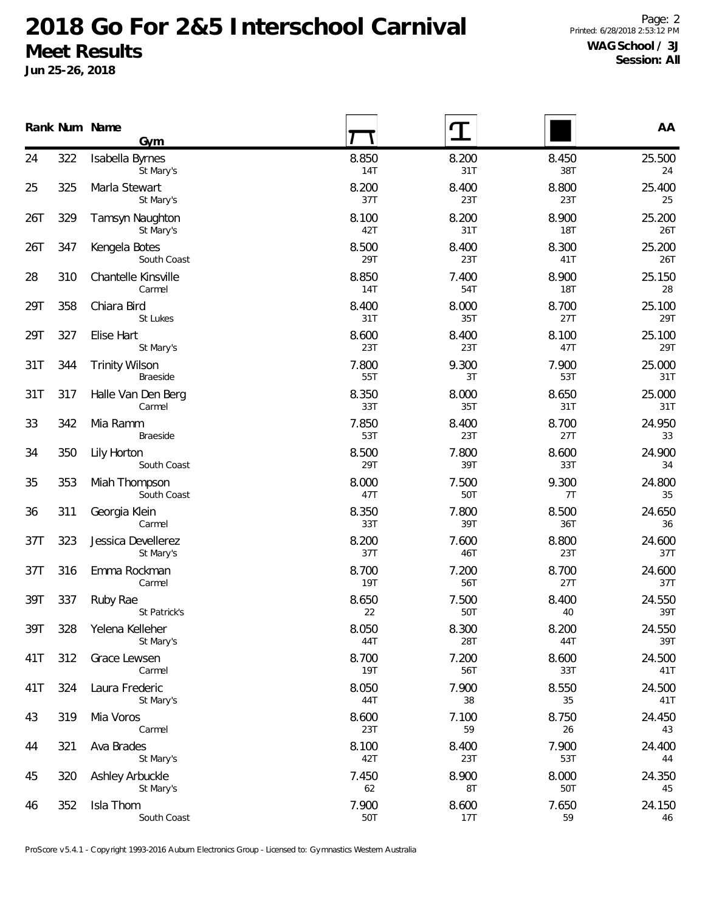# 2018 Go For 2&5 Interschool Carnival

## Meet Results

**Jun 25-26, 2018**

**WAG School / 3J**
**Session: All**

| Rank | Num | Name / Gym | Vault | Beam | Floor | AA |
|---|---|---|---|---|---|---|
| 24 | 322 | Isabella Byrnes<br>St Mary's | 8.850<br>14T | 8.200<br>31T | 8.450<br>38T | 25.500<br>24 |
| 25 | 325 | Marla Stewart<br>St Mary's | 8.200<br>37T | 8.400<br>23T | 8.800<br>23T | 25.400<br>25 |
| 26T | 329 | Tamsyn Naughton<br>St Mary's | 8.100<br>42T | 8.200<br>31T | 8.900<br>18T | 25.200<br>26T |
| 26T | 347 | Kengela Botes<br>South Coast | 8.500<br>29T | 8.400<br>23T | 8.300<br>41T | 25.200<br>26T |
| 28 | 310 | Chantelle Kinsville<br>Carmel | 8.850<br>14T | 7.400<br>54T | 8.900<br>18T | 25.150<br>28 |
| 29T | 358 | Chiara Bird<br>St Lukes | 8.400<br>31T | 8.000<br>35T | 8.700<br>27T | 25.100<br>29T |
| 29T | 327 | Elise Hart<br>St Mary's | 8.600<br>23T | 8.400<br>23T | 8.100<br>47T | 25.100<br>29T |
| 31T | 344 | Trinity Wilson<br>Braeside | 7.800<br>55T | 9.300<br>3T | 7.900<br>53T | 25.000<br>31T |
| 31T | 317 | Halle Van Den Berg<br>Carmel | 8.350<br>33T | 8.000<br>35T | 8.650<br>31T | 25.000<br>31T |
| 33 | 342 | Mia Ramm<br>Braeside | 7.850<br>53T | 8.400<br>23T | 8.700<br>27T | 24.950<br>33 |
| 34 | 350 | Lily Horton<br>South Coast | 8.500<br>29T | 7.800<br>39T | 8.600<br>33T | 24.900<br>34 |
| 35 | 353 | Miah Thompson<br>South Coast | 8.000<br>47T | 7.500<br>50T | 9.300<br>7T | 24.800<br>35 |
| 36 | 311 | Georgia Klein<br>Carmel | 8.350<br>33T | 7.800<br>39T | 8.500<br>36T | 24.650<br>36 |
| 37T | 323 | Jessica Devellerez<br>St Mary's | 8.200<br>37T | 7.600<br>46T | 8.800<br>23T | 24.600<br>37T |
| 37T | 316 | Emma Rockman<br>Carmel | 8.700<br>19T | 7.200<br>56T | 8.700<br>27T | 24.600<br>37T |
| 39T | 337 | Ruby Rae<br>St Patrick's | 8.650<br>22 | 7.500<br>50T | 8.400<br>40 | 24.550<br>39T |
| 39T | 328 | Yelena Kelleher<br>St Mary's | 8.050<br>44T | 8.300<br>28T | 8.200<br>44T | 24.550<br>39T |
| 41T | 312 | Grace Lewsen<br>Carmel | 8.700<br>19T | 7.200<br>56T | 8.600<br>33T | 24.500<br>41T |
| 41T | 324 | Laura Frederic<br>St Mary's | 8.050<br>44T | 7.900<br>38 | 8.550<br>35 | 24.500<br>41T |
| 43 | 319 | Mia Voros<br>Carmel | 8.600<br>23T | 7.100<br>59 | 8.750<br>26 | 24.450<br>43 |
| 44 | 321 | Ava Brades<br>St Mary's | 8.100<br>42T | 8.400<br>23T | 7.900<br>53T | 24.400<br>44 |
| 45 | 320 | Ashley Arbuckle<br>St Mary's | 7.450<br>62 | 8.900<br>8T | 8.000<br>50T | 24.350<br>45 |
| 46 | 352 | Isla Thom<br>South Coast | 7.900<br>50T | 8.600<br>17T | 7.650<br>59 | 24.150<br>46 |

ProScore v5.4.1 - Copyright 1993-2016 Auburn Electronics Group - Licensed to: Gymnastics Western Australia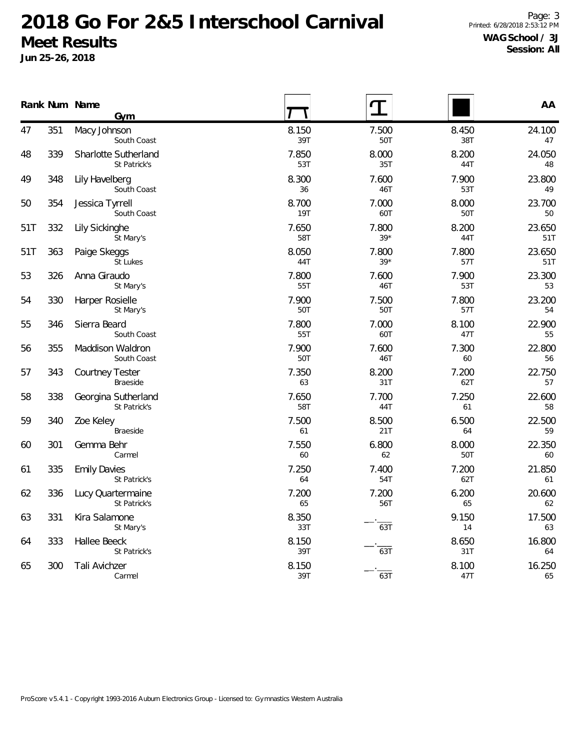# 2018 Go For 2&5 Interschool Carnival

## Meet Results

**Jun 25-26, 2018**

**WAG School / 3J**
**Session: All**

| Rank | Num | Name / Gym | Vault | Beam | Floor | AA |
|---|---|---|---|---|---|---|
| 47 | 351 | Macy Johnson<br>South Coast | 8.150<br>39T | 7.500<br>50T | 8.450<br>38T | 24.100<br>47 |
| 48 | 339 | Sharlotte Sutherland<br>St Patrick's | 7.850<br>53T | 8.000<br>35T | 8.200<br>44T | 24.050<br>48 |
| 49 | 348 | Lily Havelberg<br>South Coast | 8.300<br>36 | 7.600<br>46T | 7.900<br>53T | 23.800<br>49 |
| 50 | 354 | Jessica Tyrrell<br>South Coast | 8.700<br>19T | 7.000<br>60T | 8.000<br>50T | 23.700<br>50 |
| 51T | 332 | Lily Sickinghe<br>St Mary's | 7.650<br>58T | 7.800<br>39* | 8.200<br>44T | 23.650<br>51T |
| 51T | 363 | Paige Skeggs<br>St Lukes | 8.050<br>44T | 7.800<br>39* | 7.800<br>57T | 23.650<br>51T |
| 53 | 326 | Anna Giraudo<br>St Mary's | 7.800<br>55T | 7.600<br>46T | 7.900<br>53T | 23.300<br>53 |
| 54 | 330 | Harper Rosielle<br>St Mary's | 7.900<br>50T | 7.500<br>50T | 7.800<br>57T | 23.200<br>54 |
| 55 | 346 | Sierra Beard<br>South Coast | 7.800<br>55T | 7.000<br>60T | 8.100<br>47T | 22.900<br>55 |
| 56 | 355 | Maddison Waldron<br>South Coast | 7.900<br>50T | 7.600<br>46T | 7.300<br>60 | 22.800<br>56 |
| 57 | 343 | Courtney Tester<br>Braeside | 7.350<br>63 | 8.200<br>31T | 7.200<br>62T | 22.750<br>57 |
| 58 | 338 | Georgina Sutherland<br>St Patrick's | 7.650<br>58T | 7.700<br>44T | 7.250<br>61 | 22.600<br>58 |
| 59 | 340 | Zoe Keley<br>Braeside | 7.500<br>61 | 8.500<br>21T | 6.500<br>64 | 22.500<br>59 |
| 60 | 301 | Gemma Behr<br>Carmel | 7.550<br>60 | 6.800<br>62 | 8.000<br>50T | 22.350<br>60 |
| 61 | 335 | Emily Davies<br>St Patrick's | 7.250<br>64 | 7.400<br>54T | 7.200<br>62T | 21.850<br>61 |
| 62 | 336 | Lucy Quartermaine<br>St Patrick's | 7.200<br>65 | 7.200<br>56T | 6.200<br>65 | 20.600<br>62 |
| 63 | 331 | Kira Salamone<br>St Mary's | 8.350<br>33T | __.___<br>63T | 9.150<br>14 | 17.500<br>63 |
| 64 | 333 | Hallee Beeck<br>St Patrick's | 8.150<br>39T | __.___<br>63T | 8.650<br>31T | 16.800<br>64 |
| 65 | 300 | Tali Avichzer<br>Carmel | 8.150<br>39T | __.___<br>63T | 8.100<br>47T | 16.250<br>65 |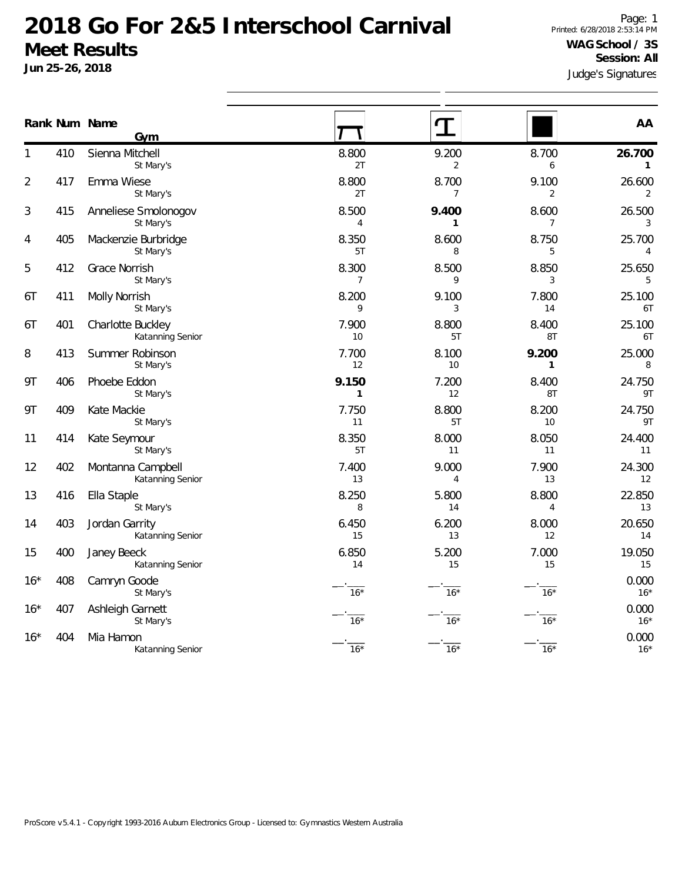# 2018 Go For 2&5 Interschool Carnival

## Meet Results

**Jun 25-26, 2018**

Printed: 6/28/2018 2:53:14 PM

**WAG School / 3S**

**Session: All**

Judge's Signatures

| Rank | Num | Name / Gym | Vault | Bars | Floor | AA |
|---|---|---|---|---|---|---|
| 1 | 410 | Sienna Mitchell<br>St Mary's | 8.800<br>2T | 9.200<br>2 | 8.700<br>6 | **26.700**<br>**1** |
| 2 | 417 | Emma Wiese<br>St Mary's | 8.800<br>2T | 8.700<br>7 | 9.100<br>2 | 26.600<br>2 |
| 3 | 415 | Anneliese Smolonogov<br>St Mary's | 8.500<br>4 | **9.400**<br>**1** | 8.600<br>7 | 26.500<br>3 |
| 4 | 405 | Mackenzie Burbridge<br>St Mary's | 8.350<br>5T | 8.600<br>8 | 8.750<br>5 | 25.700<br>4 |
| 5 | 412 | Grace Norrish<br>St Mary's | 8.300<br>7 | 8.500<br>9 | 8.850<br>3 | 25.650<br>5 |
| 6T | 411 | Molly Norrish<br>St Mary's | 8.200<br>9 | 9.100<br>3 | 7.800<br>14 | 25.100<br>6T |
| 6T | 401 | Charlotte Buckley<br>Katanning Senior | 7.900<br>10 | 8.800<br>5T | 8.400<br>8T | 25.100<br>6T |
| 8 | 413 | Summer Robinson<br>St Mary's | 7.700<br>12 | 8.100<br>10 | **9.200**<br>**1** | 25.000<br>8 |
| 9T | 406 | Phoebe Eddon<br>St Mary's | **9.150**<br>**1** | 7.200<br>12 | 8.400<br>8T | 24.750<br>9T |
| 9T | 409 | Kate Mackie<br>St Mary's | 7.750<br>11 | 8.800<br>5T | 8.200<br>10 | 24.750<br>9T |
| 11 | 414 | Kate Seymour<br>St Mary's | 8.350<br>5T | 8.000<br>11 | 8.050<br>11 | 24.400<br>11 |
| 12 | 402 | Montanna Campbell<br>Katanning Senior | 7.400<br>13 | 9.000<br>4 | 7.900<br>13 | 24.300<br>12 |
| 13 | 416 | Ella Staple<br>St Mary's | 8.250<br>8 | 5.800<br>14 | 8.800<br>4 | 22.850<br>13 |
| 14 | 403 | Jordan Garrity<br>Katanning Senior | 6.450<br>15 | 6.200<br>13 | 8.000<br>12 | 20.650<br>14 |
| 15 | 400 | Janey Beeck<br>Katanning Senior | 6.850<br>14 | 5.200<br>15 | 7.000<br>15 | 19.050<br>15 |
| 16* | 408 | Camryn Goode<br>St Mary's | __.___<br>16* | __.___<br>16* | __.___<br>16* | 0.000<br>16* |
| 16* | 407 | Ashleigh Garnett<br>St Mary's | __.___<br>16* | __.___<br>16* | __.___<br>16* | 0.000<br>16* |
| 16* | 404 | Mia Hamon<br>Katanning Senior | __.___<br>16* | __.___<br>16* | __.___<br>16* | 0.000<br>16* |

ProScore v5.4.1 - Copyright 1993-2016 Auburn Electronics Group - Licensed to: Gymnastics Western Australia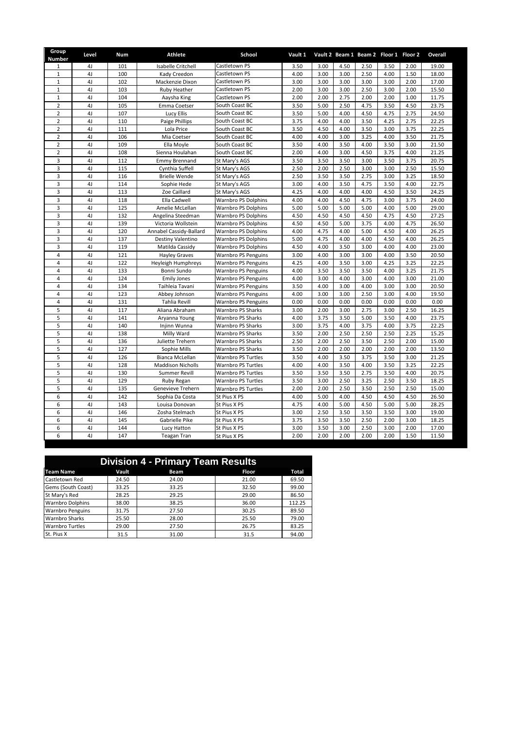| Group Number | Level | Num | Athlete | School | Vault 1 | Vault 2 | Beam 1 | Beam 2 | Floor 1 | Floor 2 | Overall |
|---|---|---|---|---|---|---|---|---|---|---|---|
| 1 | 4J | 101 | Isabelle Critchell | Castletown PS | 3.50 | 3.00 | 4.50 | 2.50 | 3.50 | 2.00 | 19.00 |
| 1 | 4J | 100 | Kady Creedon | Castletown PS | 4.00 | 3.00 | 3.00 | 2.50 | 4.00 | 1.50 | 18.00 |
| 1 | 4J | 102 | Mackenzie Dixon | Castletown PS | 3.00 | 3.00 | 3.00 | 3.00 | 3.00 | 2.00 | 17.00 |
| 1 | 4J | 103 | Ruby Heather | Castletown PS | 2.00 | 3.00 | 3.00 | 2.50 | 3.00 | 2.00 | 15.50 |
| 1 | 4J | 104 | Aaysha King | Castletown PS | 2.00 | 2.00 | 2.75 | 2.00 | 2.00 | 1.00 | 11.75 |
| 2 | 4J | 105 | Emma Coetser | South Coast BC | 3.50 | 5.00 | 2.50 | 4.75 | 3.50 | 4.50 | 23.75 |
| 2 | 4J | 107 | Lucy Ellis | South Coast BC | 3.50 | 5.00 | 4.00 | 4.50 | 4.75 | 2.75 | 24.50 |
| 2 | 4J | 110 | Paige Phillips | South Coast BC | 3.75 | 4.00 | 4.00 | 3.50 | 4.25 | 2.75 | 22.25 |
| 2 | 4J | 111 | Lola Price | South Coast BC | 3.50 | 4.50 | 4.00 | 3.50 | 3.00 | 3.75 | 22.25 |
| 2 | 4J | 106 | Mia Coetser | South Coast BC | 4.00 | 4.00 | 3.00 | 3.25 | 4.00 | 3.50 | 21.75 |
| 2 | 4J | 109 | Ella Moyle | South Coast BC | 3.50 | 4.00 | 3.50 | 4.00 | 3.50 | 3.00 | 21.50 |
| 2 | 4J | 108 | Sienna Houlahan | South Coast BC | 2.00 | 4.00 | 3.00 | 4.50 | 3.75 | 4.00 | 21.25 |
| 3 | 4J | 112 | Emmy Brennand | St Mary's AGS | 3.50 | 3.50 | 3.50 | 3.00 | 3.50 | 3.75 | 20.75 |
| 3 | 4J | 115 | Cynthia Suffell | St Mary's AGS | 2.50 | 2.00 | 2.50 | 3.00 | 3.00 | 2.50 | 15.50 |
| 3 | 4J | 116 | Brielle Wende | St Mary's AGS | 2.50 | 3.50 | 3.50 | 2.75 | 3.00 | 3.25 | 18.50 |
| 3 | 4J | 114 | Sophie Hede | St Mary's AGS | 3.00 | 4.00 | 3.50 | 4.75 | 3.50 | 4.00 | 22.75 |
| 3 | 4J | 113 | Zoe Caillard | St Mary's AGS | 4.25 | 4.00 | 4.00 | 4.00 | 4.50 | 3.50 | 24.25 |
| 3 | 4J | 118 | Ella Cadwell | Warnbro PS Dolphins | 4.00 | 4.00 | 4.50 | 4.75 | 3.00 | 3.75 | 24.00 |
| 3 | 4J | 125 | Amelie McLellan | Warnbro PS Dolphins | 5.00 | 5.00 | 5.00 | 5.00 | 4.00 | 5.00 | 29.00 |
| 3 | 4J | 132 | Angelina Steedman | Warnbro PS Dolphins | 4.50 | 4.50 | 4.50 | 4.50 | 4.75 | 4.50 | 27.25 |
| 3 | 4J | 139 | Victoria Wollstein | Warnbro PS Dolphins | 4.50 | 4.50 | 5.00 | 3.75 | 4.00 | 4.75 | 26.50 |
| 3 | 4J | 120 | Annabel Cassidy-Ballard | Warnbro PS Dolphins | 4.00 | 4.75 | 4.00 | 5.00 | 4.50 | 4.00 | 26.25 |
| 3 | 4J | 137 | Destiny Valentino | Warnbro PS Dolphins | 5.00 | 4.75 | 4.00 | 4.00 | 4.50 | 4.00 | 26.25 |
| 3 | 4J | 119 | Matilda Cassidy | Warnbro PS Dolphins | 4.50 | 4.00 | 3.50 | 3.00 | 4.00 | 4.00 | 23.00 |
| 4 | 4J | 121 | Hayley Graves | Warnbro PS Penguins | 3.00 | 4.00 | 3.00 | 3.00 | 4.00 | 3.50 | 20.50 |
| 4 | 4J | 122 | Heyleigh Humphreys | Warnbro PS Penguins | 4.25 | 4.00 | 3.50 | 3.00 | 4.25 | 3.25 | 22.25 |
| 4 | 4J | 133 | Bonni Sundo | Warnbro PS Penguins | 4.00 | 3.50 | 3.50 | 3.50 | 4.00 | 3.25 | 21.75 |
| 4 | 4J | 124 | Emily Jones | Warnbro PS Penguins | 4.00 | 3.00 | 4.00 | 3.00 | 4.00 | 3.00 | 21.00 |
| 4 | 4J | 134 | Taihleia Tavani | Warnbro PS Penguins | 3.50 | 4.00 | 3.00 | 4.00 | 3.00 | 3.00 | 20.50 |
| 4 | 4J | 123 | Abbey Johnson | Warnbro PS Penguins | 4.00 | 3.00 | 3.00 | 2.50 | 3.00 | 4.00 | 19.50 |
| 4 | 4J | 131 | Tahlia Revill | Warnbro PS Penguins | 0.00 | 0.00 | 0.00 | 0.00 | 0.00 | 0.00 | 0.00 |
| 5 | 4J | 117 | Aliana Abraham | Warnbro PS Sharks | 3.00 | 2.00 | 3.00 | 2.75 | 3.00 | 2.50 | 16.25 |
| 5 | 4J | 141 | Aryanna Young | Warnbro PS Sharks | 4.00 | 3.75 | 3.50 | 5.00 | 3.50 | 4.00 | 23.75 |
| 5 | 4J | 140 | Injinn Wunna | Warnbro PS Sharks | 3.00 | 3.75 | 4.00 | 3.75 | 4.00 | 3.75 | 22.25 |
| 5 | 4J | 138 | Milly Ward | Warnbro PS Sharks | 3.50 | 2.00 | 2.50 | 2.50 | 2.50 | 2.25 | 15.25 |
| 5 | 4J | 136 | Juliette Trehern | Warnbro PS Sharks | 2.50 | 2.00 | 2.50 | 3.50 | 2.50 | 2.00 | 15.00 |
| 5 | 4J | 127 | Sophie Mills | Warnbro PS Sharks | 3.50 | 2.00 | 2.00 | 2.00 | 2.00 | 2.00 | 13.50 |
| 5 | 4J | 126 | Bianca McLellan | Warnbro PS Turtles | 3.50 | 4.00 | 3.50 | 3.75 | 3.50 | 3.00 | 21.25 |
| 5 | 4J | 128 | Maddison Nicholls | Warnbro PS Turtles | 4.00 | 4.00 | 3.50 | 4.00 | 3.50 | 3.25 | 22.25 |
| 5 | 4J | 130 | Summer Revill | Warnbro PS Turtles | 3.50 | 3.50 | 3.50 | 2.75 | 3.50 | 4.00 | 20.75 |
| 5 | 4J | 129 | Ruby Regan | Warnbro PS Turtles | 3.50 | 3.00 | 2.50 | 3.25 | 2.50 | 3.50 | 18.25 |
| 5 | 4J | 135 | Genevieve Trehern | Warnbro PS Turtles | 2.00 | 2.00 | 2.50 | 3.50 | 2.50 | 2.50 | 15.00 |
| 6 | 4J | 142 | Sophia Da Costa | St Pius X PS | 4.00 | 5.00 | 4.00 | 4.50 | 4.50 | 4.50 | 26.50 |
| 6 | 4J | 143 | Louisa Donovan | St Pius X PS | 4.75 | 4.00 | 5.00 | 4.50 | 5.00 | 5.00 | 28.25 |
| 6 | 4J | 146 | Zosha Stelmach | St Pius X PS | 3.00 | 2.50 | 3.50 | 3.50 | 3.50 | 3.00 | 19.00 |
| 6 | 4J | 145 | Gabrielle Pike | St Pius X PS | 3.75 | 3.50 | 3.50 | 2.50 | 2.00 | 3.00 | 18.25 |
| 6 | 4J | 144 | Lucy Hatton | St Pius X PS | 3.00 | 3.50 | 3.00 | 2.50 | 3.00 | 2.00 | 17.00 |
| 6 | 4J | 147 | Teagan Tran | St Pius X PS | 2.00 | 2.00 | 2.00 | 2.00 | 2.00 | 1.50 | 11.50 |

## Division 4 - Primary Team Results

| Team Name | Vault | Beam | Floor | Total |
|---|---|---|---|---|
| Castletown Red | 24.50 | 24.00 | 21.00 | 69.50 |
| Gems (South Coast) | 33.25 | 33.25 | 32.50 | 99.00 |
| St Mary's Red | 28.25 | 29.25 | 29.00 | 86.50 |
| Warnbro Dolphins | 38.00 | 38.25 | 36.00 | 112.25 |
| Warnbro Penguins | 31.75 | 27.50 | 30.25 | 89.50 |
| Warnbro Sharks | 25.50 | 28.00 | 25.50 | 79.00 |
| Warnbro Turtles | 29.00 | 27.50 | 26.75 | 83.25 |
| St. Pius X | 31.5 | 31.00 | 31.5 | 94.00 |